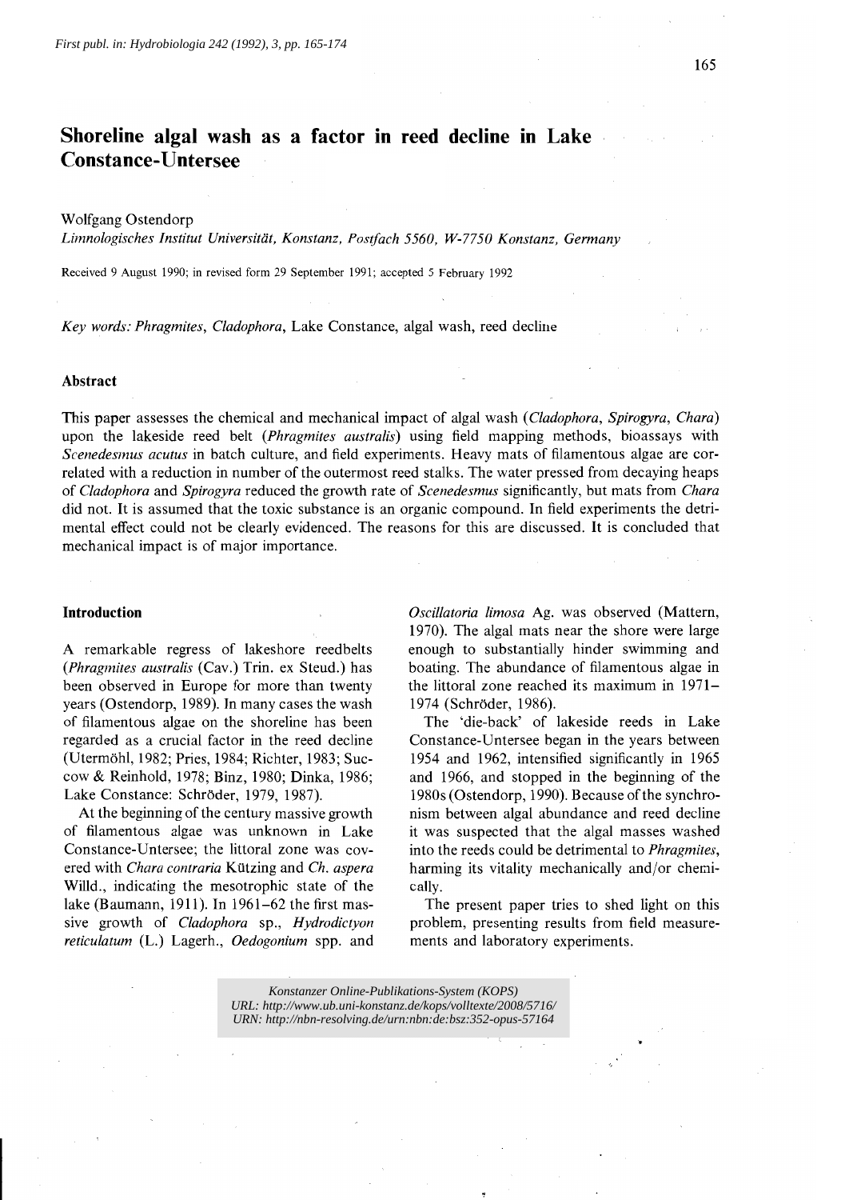First publ. in: Hydrobiologia 242 (1992), 3, pp. 165-174

# Shoreline algal wash as a factor in reed decline in Lake Constance-Untersee

Wolfgang Ostendorp

*Limnologisches Institut Universität, Konstanz, Postfach 5560, W-7750 Konstanz, Germany*

Received 9 August 1990; in revised form 29 September 1991; accepted 5 February 1992

*Key words: Phragmites, Cladophora*, Lake Constance, algal wash, reed decline

## Abstract

This paper assesses the chemical and mechanical impact of algal wash (*Cladophora, Spirogyra, Chara*) upon the lakeside reed belt (*Phragmites australis*) using field mapping methods, bioassays with *Scenedesmus acutus* in batch culture, and field experiments. Heavy mats of filamentous algae are correlated with a reduction in number of the outermost reed stalks. The water pressed from decaying heaps of *Cladophora* and *Spirogyra* reduced the growth rate of *Scenedesmus* significantly, but mats from *Chara* did not. It is assumed that the toxic substance is an organic compound. In field experiments the detrimental effect could not be clearly evidenced. The reasons for this are discussed. It is concluded that mechanical impact is of major importance.

## Introduction

A remarkable regress of lakeshore reedbelts (*Phragmites australis* (Cav.) Trin. ex Steud.) has been observed in Europe for more than twenty years (Ostendorp, 1989). In many cases the wash of filamentous algae on the shoreline has been regarded as a crucial factor in the reed decline (Utermöhl, 1982; Pries, 1984; Richter, 1983; Succow & Reinhold, 1978; Binz, 1980; Dinka, 1986; Lake Constance: Schröder, 1979, 1987).

At the beginning of the century massive growth of filamentous algae was unknown in Lake Constance-Untersee; the littoral zone was covered with *Chara contraria* Kützing and *Ch. aspera* Willd., indicating the mesotrophic state of the lake (Baumann, 1911). In 1961–62 the first massive growth of *Cladophora* sp., *Hydrodictyon reticulatum* (L.) Lagerh., *Oedogonium* spp. and *Oscillatoria limosa* Ag. was observed (Mattern, 1970). The algal mats near the shore were large enough to substantially hinder swimming and boating. The abundance of filamentous algae in the littoral zone reached its maximum in 1971–1974 (Schröder, 1986).

The 'die-back' of lakeside reeds in Lake Constance-Untersee began in the years between 1954 and 1962, intensified significantly in 1965 and 1966, and stopped in the beginning of the 1980s (Ostendorp, 1990). Because of the synchronism between algal abundance and reed decline it was suspected that the algal masses washed into the reeds could be detrimental to *Phragmites*, harming its vitality mechanically and/or chemically.

The present paper tries to shed light on this problem, presenting results from field measurements and laboratory experiments.

Konstanzer Online-Publikations-System (KOPS)
URL: http://www.ub.uni-konstanz.de/kops/volltexte/2008/5716/
URN: http://nbn-resolving.de/urn:nbn:de:bsz:352-opus-57164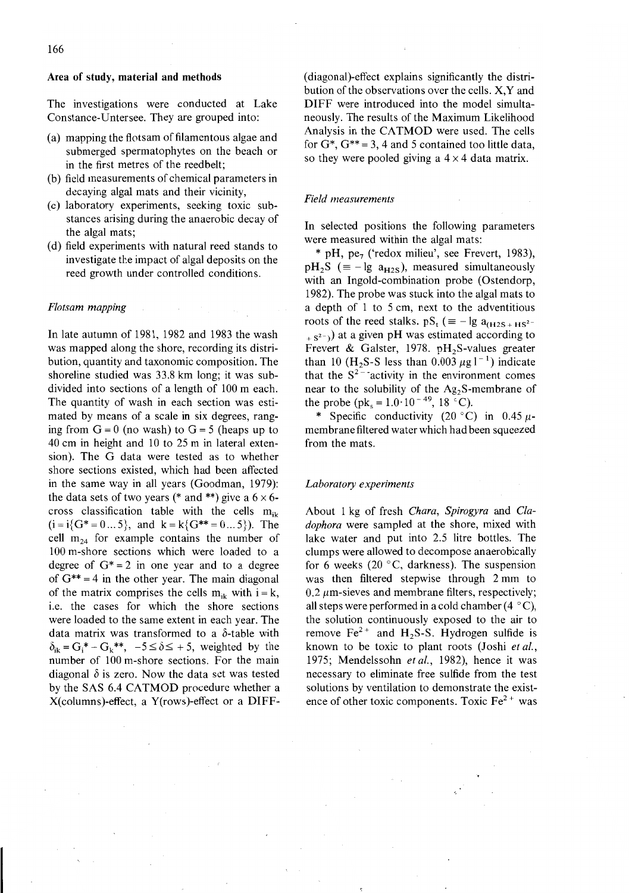## Area of study, material and methods

The investigations were conducted at Lake Constance-Untersee. They are grouped into:

(a) mapping the flotsam of filamentous algae and submerged spermatophytes on the beach or in the first metres of the reedbelt;
(b) field measurements of chemical parameters in decaying algal mats and their vicinity,
(c) laboratory experiments, seeking toxic substances arising during the anaerobic decay of the algal mats;
(d) field experiments with natural reed stands to investigate the impact of algal deposits on the reed growth under controlled conditions.

### *Flotsam mapping*

In late autumn of 1981, 1982 and 1983 the wash was mapped along the shore, recording its distribution, quantity and taxonomic composition. The shoreline studied was 33.8 km long; it was subdivided into sections of a length of 100 m each. The quantity of wash in each section was estimated by means of a scale in six degrees, ranging from $G = 0$ (no wash) to $G = 5$ (heaps up to 40 cm in height and 10 to 25 m in lateral extension). The G data were tested as to whether shore sections existed, which had been affected in the same way in all years (Goodman, 1979): the data sets of two years (* and **) give a $6 \times 6$-cross classification table with the cells $m_{ik}$ ($i = i\{G^* = 0 \ldots 5\}$, and $k = k\{G^{**} = 0 \ldots 5\}$). The cell $m_{24}$ for example contains the number of 100 m-shore sections which were loaded to a degree of $G^* = 2$ in one year and to a degree of $G^{**} = 4$ in the other year. The main diagonal of the matrix comprises the cells $m_{ik}$ with $i = k$, i.e. the cases for which the shore sections were loaded to the same extent in each year. The data matrix was transformed to a $\delta$-table with $\delta_{ik} = G_i^* - G_k^{**}$, $-5 \leq \delta \leq +5$, weighted by the number of 100 m-shore sections. For the main diagonal $\delta$ is zero. Now the data set was tested by the SAS 6.4 CATMOD procedure whether a X(columns)-effect, a Y(rows)-effect or a DIFF-(diagonal)-effect explains significantly the distribution of the observations over the cells. X,Y and DIFF were introduced into the model simultaneously. The results of the Maximum Likelihood Analysis in the CATMOD were used. The cells for $G^*$, $G^{**} = 3$, 4 and 5 contained too little data, so they were pooled giving a $4 \times 4$ data matrix.

### *Field measurements*

In selected positions the following parameters were measured within the algal mats:

* pH, $pe_7$ ('redox milieu', see Frevert, 1983), $pH_2S$ ($\equiv -\lg a_{H2S}$), measured simultaneously with an Ingold-combination probe (Ostendorp, 1982). The probe was stuck into the algal mats to a depth of 1 to 5 cm, next to the adventitious roots of the reed stalks. $pS_t$ ($\equiv -\lg a_{(H2S + HS^{2-} + S^{2-})}$) at a given pH was estimated according to Frevert & Galster, 1978. $pH_2S$-values greater than 10 ($H_2S$-S less than 0.003 $\mu g\, l^{-1}$) indicate that the $S^{2-}$-activity in the environment comes near to the solubility of the $Ag_2S$-membrane of the probe ($pk_s = 1.0 \cdot 10^{-49}$, 18 °C).

* Specific conductivity (20 °C) in 0.45 $\mu$-membrane filtered water which had been squeezed from the mats.

### *Laboratory experiments*

About 1 kg of fresh *Chara*, *Spirogyra* and *Cladophora* were sampled at the shore, mixed with lake water and put into 2.5 litre bottles. The clumps were allowed to decompose anaerobically for 6 weeks (20 °C, darkness). The suspension was then filtered stepwise through 2 mm to 0.2 $\mu$m-sieves and membrane filters, respectively; all steps were performed in a cold chamber (4 °C), the solution continuously exposed to the air to remove $Fe^{2+}$ and $H_2S$-S. Hydrogen sulfide is known to be toxic to plant roots (Joshi *et al.*, 1975; Mendelssohn *et al.*, 1982), hence it was necessary to eliminate free sulfide from the test solutions by ventilation to demonstrate the existence of other toxic components. Toxic $Fe^{2+}$ was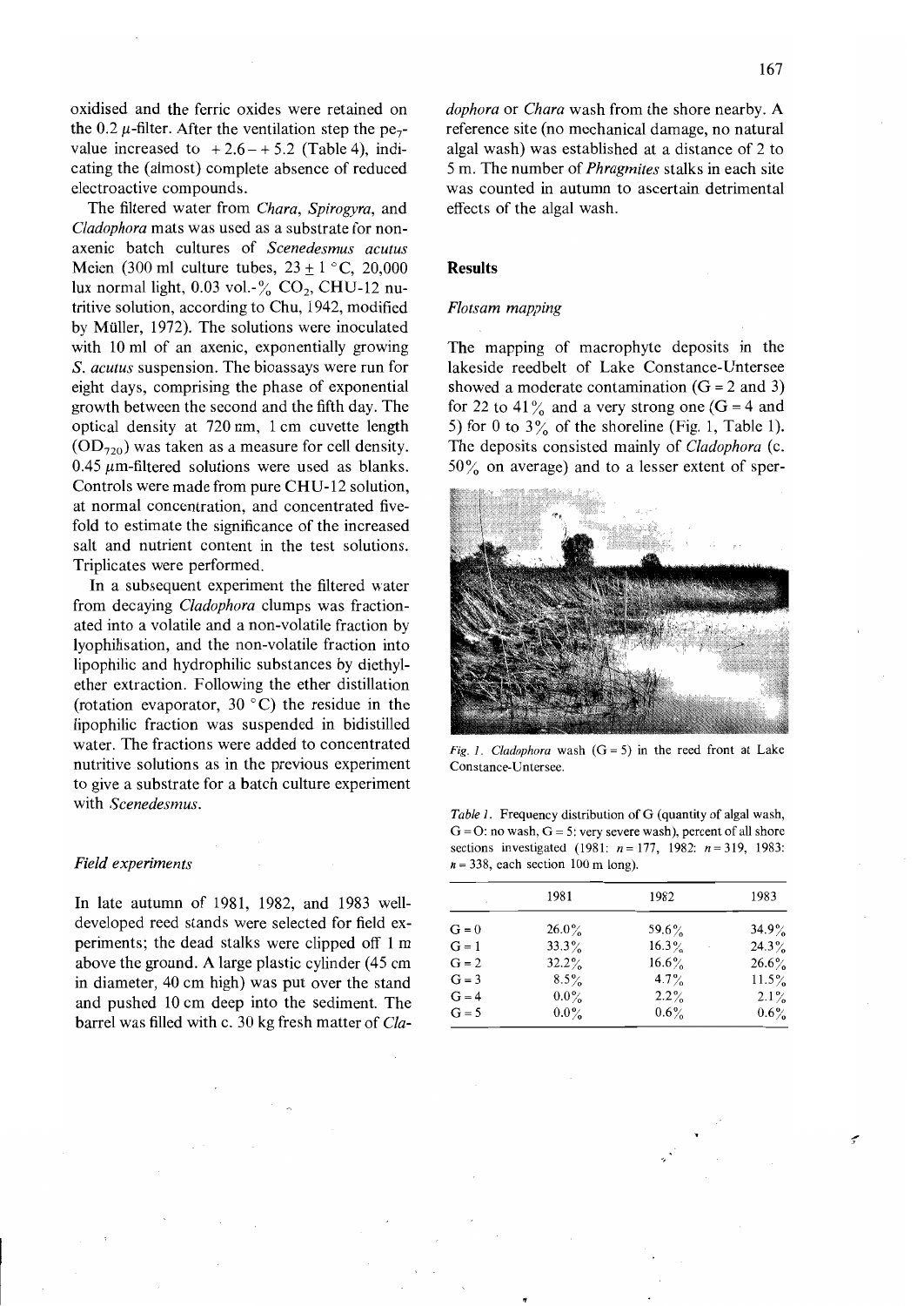oxidised and the ferric oxides were retained on the 0.2 $\mu$-filter. After the ventilation step the $pe_7$-value increased to $+2.6 - +5.2$ (Table 4), indicating the (almost) complete absence of reduced electroactive compounds.

The filtered water from *Chara*, *Spirogyra*, and *Cladophora* mats was used as a substrate for non-axenic batch cultures of *Scenedesmus acutus* Meien (300 ml culture tubes, $23 \pm 1$ °C, 20,000 lux normal light, 0.03 vol.-% $CO_2$, CHU-12 nutritive solution, according to Chu, 1942, modified by Müller, 1972). The solutions were inoculated with 10 ml of an axenic, exponentially growing *S. acutus* suspension. The bioassays were run for eight days, comprising the phase of exponential growth between the second and the fifth day. The optical density at 720 nm, 1 cm cuvette length ($OD_{720}$) was taken as a measure for cell density. 0.45 $\mu$m-filtered solutions were used as blanks. Controls were made from pure CHU-12 solution, at normal concentration, and concentrated five-fold to estimate the significance of the increased salt and nutrient content in the test solutions. Triplicates were performed.

In a subsequent experiment the filtered water from decaying *Cladophora* clumps was fractionated into a volatile and a non-volatile fraction by lyophilisation, and the non-volatile fraction into lipophilic and hydrophilic substances by diethyl-ether extraction. Following the ether distillation (rotation evaporator, 30 °C) the residue in the lipophilic fraction was suspended in bidistilled water. The fractions were added to concentrated nutritive solutions as in the previous experiment to give a substrate for a batch culture experiment with *Scenedesmus*.

### *Field experiments*

In late autumn of 1981, 1982, and 1983 well-developed reed stands were selected for field experiments; the dead stalks were clipped off 1 m above the ground. A large plastic cylinder (45 cm in diameter, 40 cm high) was put over the stand and pushed 10 cm deep into the sediment. The barrel was filled with c. 30 kg fresh matter of *Cladophora* or *Chara* wash from the shore nearby. A reference site (no mechanical damage, no natural algal wash) was established at a distance of 2 to 5 m. The number of *Phragmites* stalks in each site was counted in autumn to ascertain detrimental effects of the algal wash.

## Results

### *Flotsam mapping*

The mapping of macrophyte deposits in the lakeside reedbelt of Lake Constance-Untersee showed a moderate contamination (G = 2 and 3) for 22 to 41% and a very strong one (G = 4 and 5) for 0 to 3% of the shoreline (Fig. 1, Table 1). The deposits consisted mainly of *Cladophora* (c. 50% on average) and to a lesser extent of sper-

*Fig. 1. Cladophora* wash (G = 5) in the reed front at Lake Constance-Untersee.

*Table 1.* Frequency distribution of G (quantity of algal wash, G = O: no wash, G = 5: very severe wash), percent of all shore sections investigated (1981: $n = 177$, 1982: $n = 319$, 1983: $n = 338$, each section 100 m long).

| | 1981 | 1982 | 1983 |
|---|---|---|---|
| G = 0 | 26.0% | 59.6% | 34.9% |
| G = 1 | 33.3% | 16.3% | 24.3% |
| G = 2 | 32.2% | 16.6% | 26.6% |
| G = 3 | 8.5% | 4.7% | 11.5% |
| G = 4 | 0.0% | 2.2% | 2.1% |
| G = 5 | 0.0% | 0.6% | 0.6% |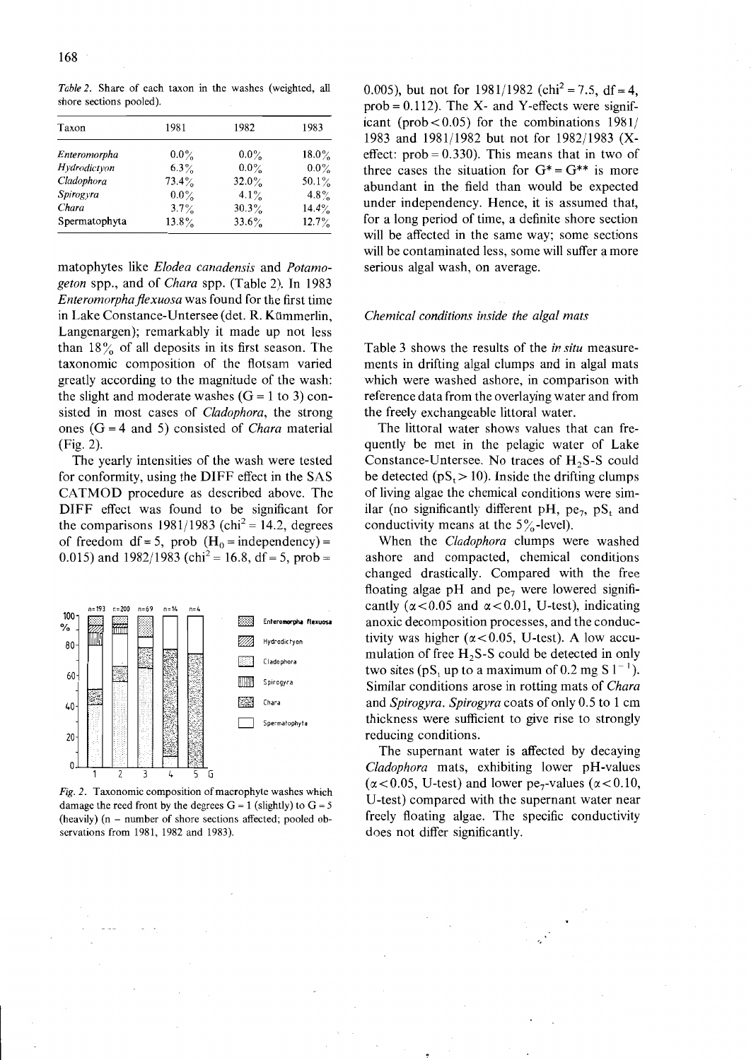*Table 2.* Share of each taxon in the washes (weighted, all shore sections pooled).

| Taxon | 1981 | 1982 | 1983 |
|---|---|---|---|
| *Enteromorpha* | 0.0% | 0.0% | 18.0% |
| *Hydrodictyon* | 6.3% | 0.0% | 0.0% |
| *Cladophora* | 73.4% | 32.0% | 50.1% |
| *Spirogyra* | 0.0% | 4.1% | 4.8% |
| *Chara* | 3.7% | 30.3% | 14.4% |
| Spermatophyta | 13.8% | 33.6% | 12.7% |

matophytes like *Elodea canadensis* and *Potamogeton* spp., and of *Chara* spp. (Table 2). In 1983 *Enteromorpha flexuosa* was found for the first time in Lake Constance-Untersee (det. R. Kümmerlin, Langenargen); remarkably it made up not less than 18% of all deposits in its first season. The taxonomic composition of the flotsam varied greatly according to the magnitude of the wash: the slight and moderate washes (G = 1 to 3) consisted in most cases of *Cladophora*, the strong ones (G = 4 and 5) consisted of *Chara* material (Fig. 2).

The yearly intensities of the wash were tested for conformity, using the DIFF effect in the SAS CATMOD procedure as described above. The DIFF effect was found to be significant for the comparisons 1981/1983 ($chi^2 = 14.2$, degrees of freedom df = 5, prob ($H_0$ = independency) = 0.015) and 1982/1983 ($chi^2 = 16.8$, df = 5, prob = 0.005), but not for 1981/1982 ($chi^2 = 7.5$, df = 4, prob = 0.112). The X- and Y-effects were significant (prob < 0.05) for the combinations 1981/1983 and 1981/1982 but not for 1982/1983 (X-effect: prob = 0.330). This means that in two of three cases the situation for $G^* = G^{**}$ is more abundant in the field than would be expected under independency. Hence, it is assumed that, for a long period of time, a definite shore section will be affected in the same way; some sections will be contaminated less, some will suffer a more serious algal wash, on average.

*Fig. 2.* Taxonomic composition of macrophyte washes which damage the reed front by the degrees G = 1 (slightly) to G = 5 (heavily) (n – number of shore sections affected; pooled observations from 1981, 1982 and 1983).

### *Chemical conditions inside the algal mats*

Table 3 shows the results of the *in situ* measurements in drifting algal clumps and in algal mats which were washed ashore, in comparison with reference data from the overlaying water and from the freely exchangeable littoral water.

The littoral water shows values that can frequently be met in the pelagic water of Lake Constance-Untersee. No traces of $H_2S$-S could be detected ($pS_t > 10$). Inside the drifting clumps of living algae the chemical conditions were similar (no significantly different pH, $pe_7$, $pS_t$ and conductivity means at the 5%-level).

When the *Cladophora* clumps were washed ashore and compacted, chemical conditions changed drastically. Compared with the free floating algae pH and $pe_7$ were lowered significantly ($\alpha < 0.05$ and $\alpha < 0.01$, U-test), indicating anoxic decomposition processes, and the conductivity was higher ($\alpha < 0.05$, U-test). A low accumulation of free $H_2S$-S could be detected in only two sites ($pS_t$ up to a maximum of 0.2 mg S $l^{-1}$). Similar conditions arose in rotting mats of *Chara* and *Spirogyra*. *Spirogyra* coats of only 0.5 to 1 cm thickness were sufficient to give rise to strongly reducing conditions.

The supernant water is affected by decaying *Cladophora* mats, exhibiting lower pH-values ($\alpha < 0.05$, U-test) and lower $pe_7$-values ($\alpha < 0.10$, U-test) compared with the supernant water near freely floating algae. The specific conductivity does not differ significantly.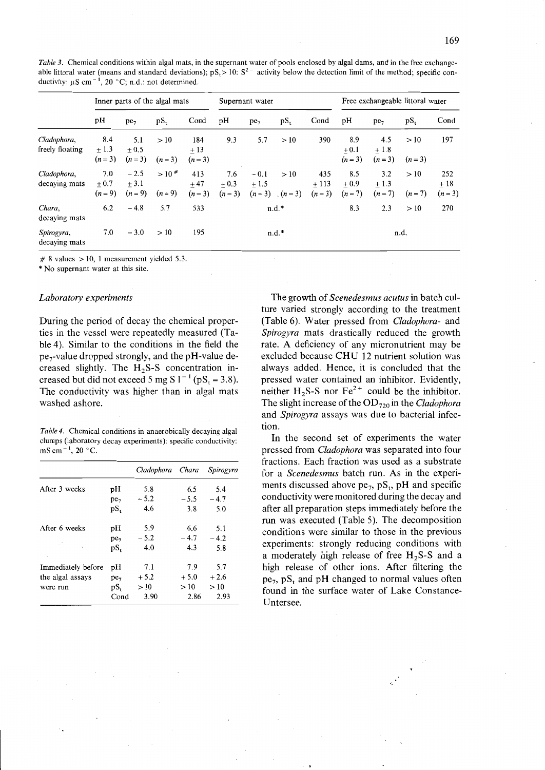*Table 3.* Chemical conditions within algal mats, in the supernant water of pools enclosed by algal dams, and in the free exchangeable littoral water (means and standard deviations); $pS_t > 10$: $S^{2-}$ activity below the detection limit of the method; specific conductivity: $\mu S\ cm^{-1}$, 20 °C; n.d.: not determined.

| | Inner parts of the algal mats | | | | Supernant water | | | | Free exchangeable littoral water | | | |
|---|---|---|---|---|---|---|---|---|---|---|---|---|
| | pH | $pe_7$ | $pS_t$ | Cond | pH | $pe_7$ | $pS_t$ | Cond | pH | $pe_7$ | $pS_t$ | Cond |
| *Cladophora*, freely floating | 8.4 ± 1.3 (n = 3) | 5.1 ± 0.5 (n = 3) | > 10 (n = 3) | 184 ± 13 (n = 3) | 9.3 | 5.7 | > 10 | 390 | 8.9 ± 0.1 (n = 3) | 4.5 ± 1.8 (n = 3) | > 10 (n = 3) | 197 |
| *Cladophora*, decaying mats | 7.0 ± 0.7 (n = 9) | − 2.5 ± 3.1 (n = 9) | > 10# (n = 9) | 413 ± 47 (n = 3) | 7.6 ± 0.3 (n = 3) | − 0.1 ± 1.5 (n = 3) | > 10 (n = 3) | 435 ± 113 (n = 3) | 8.5 ± 0.9 (n = 7) | 3.2 ± 1.3 (n = 7) | > 10 (n = 7) | 252 ± 18 (n = 3) |
| *Chara*, decaying mats | 6.2 | − 4.8 | 5.7 | 533 | n.d.* | | | | 8.3 | 2.3 | > 10 | 270 |
| *Spirogyra*, decaying mats | 7.0 | − 3.0 | > 10 | 195 | n.d.* | | | | n.d. | | | |

# 8 values > 10, 1 measurement yielded 5.3.
* No supernant water at this site.

### *Laboratory experiments*

During the period of decay the chemical properties in the vessel were repeatedly measured (Table 4). Similar to the conditions in the field the $pe_7$-value dropped strongly, and the pH-value decreased slightly. The $H_2S$-S concentration increased but did not exceed 5 mg S $l^{-1}$ ($pS_t = 3.8$). The conductivity was higher than in algal mats washed ashore.

*Table 4.* Chemical conditions in anaerobically decaying algal clumps (laboratory decay experiments): specific conductivity: $mS\ cm^{-1}$, 20 °C.

| | | *Cladophora* | *Chara* | *Spirogyra* |
|---|---|---|---|---|
| After 3 weeks | pH | 5.8 | 6.5 | 5.4 |
| | $pe_7$ | − 5.2 | − 5.5 | − 4.7 |
| | $pS_t$ | 4.6 | 3.8 | 5.0 |
| After 6 weeks | pH | 5.9 | 6.6 | 5.1 |
| | $pe_7$ | − 5.2 | − 4.7 | − 4.2 |
| | $pS_t$ | 4.0 | 4.3 | 5.8 |
| Immediately before the algal assays were run | pH | 7.1 | 7.9 | 5.7 |
| | $pe_7$ | + 5.2 | + 5.0 | + 2.6 |
| | $pS_t$ | > 10 | > 10 | > 10 |
| | Cond | 3.90 | 2.86 | 2.93 |

The growth of *Scenedesmus acutus* in batch culture varied strongly according to the treatment (Table 6). Water pressed from *Cladophora*- and *Spirogyra* mats drastically reduced the growth rate. A deficiency of any micronutrient may be excluded because CHU 12 nutrient solution was always added. Hence, it is concluded that the pressed water contained an inhibitor. Evidently, neither $H_2S$-S nor $Fe^{2+}$ could be the inhibitor. The slight increase of the $OD_{720}$ in the *Cladophora* and *Spirogyra* assays was due to bacterial infection.

In the second set of experiments the water pressed from *Cladophora* was separated into four fractions. Each fraction was used as a substrate for a *Scenedesmus* batch run. As in the experiments discussed above $pe_7$, $pS_t$, pH and specific conductivity were monitored during the decay and after all preparation steps immediately before the run was executed (Table 5). The decomposition conditions were similar to those in the previous experiments: strongly reducing conditions with a moderately high release of free $H_2S$-S and a high release of other ions. After filtering the $pe_7$, $pS_t$ and pH changed to normal values often found in the surface water of Lake Constance-Untersee.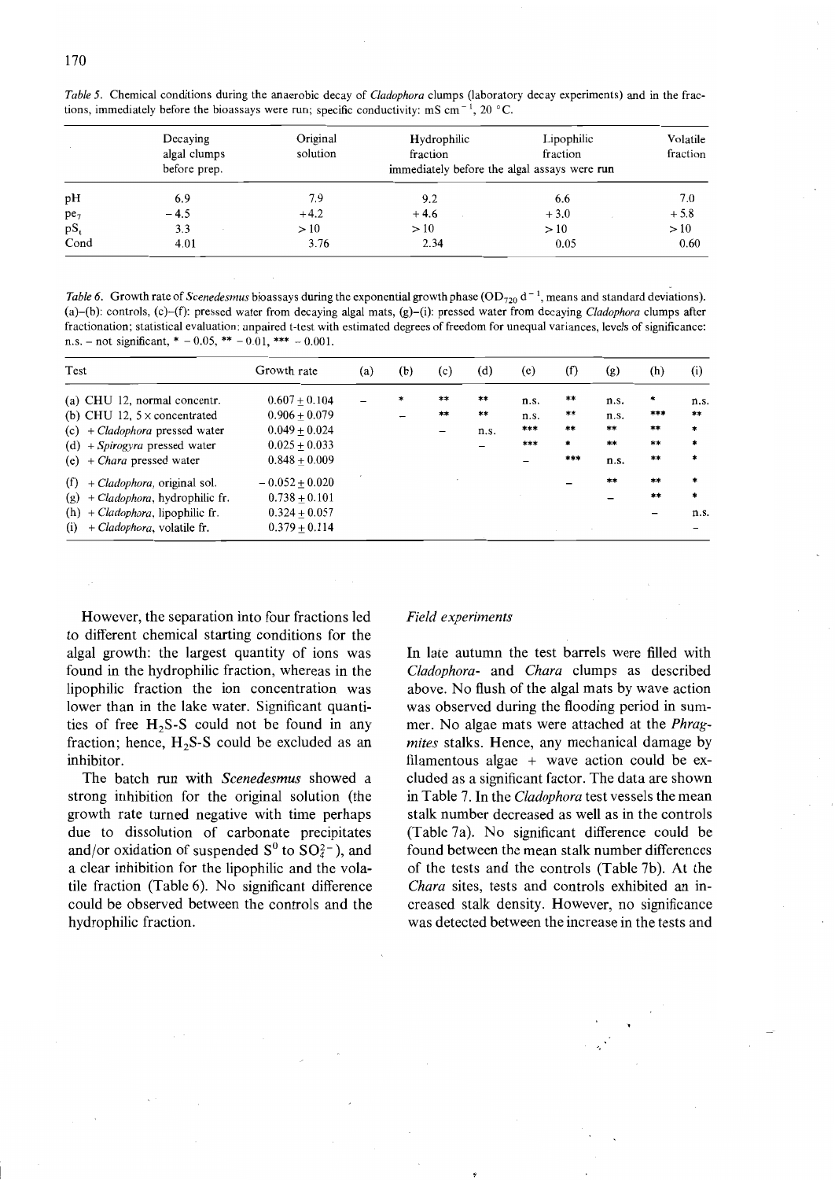*Table 5.* Chemical conditions during the anaerobic decay of *Cladophora* clumps (laboratory decay experiments) and in the fractions, immediately before the bioassays were run; specific conductivity: mS $cm^{-1}$, 20 °C.

| | Decaying algal clumps before prep. | Original solution | Hydrophilic fraction | Lipophilic fraction | Volatile fraction |
|---|---|---|---|---|---|
| | | | immediately before the algal assays were run | | |
| pH | 6.9 | 7.9 | 9.2 | 6.6 | 7.0 |
| $pe_7$ | −4.5 | +4.2 | +4.6 | +3.0 | +5.8 |
| $pS_t$ | 3.3 | > 10 | > 10 | > 10 | > 10 |
| Cond | 4.01 | 3.76 | 2.34 | 0.05 | 0.60 |

*Table 6.* Growth rate of *Scenedesmus* bioassays during the exponential growth phase ($OD_{720}$ $d^{-1}$, means and standard deviations). (a)–(b): controls, (c)–(f): pressed water from decaying algal mats, (g)–(i): pressed water from decaying *Cladophora* clumps after fractionation; statistical evaluation: unpaired t-test with estimated degrees of freedom for unequal variances, levels of significance: n.s. – not significant, * – 0.05, ** – 0.01, *** – 0.001.

| Test | Growth rate | (a) | (b) | (c) | (d) | (e) | (f) | (g) | (h) | (i) |
|---|---|---|---|---|---|---|---|---|---|---|
| (a) CHU 12, normal concentr. | $0.607 \pm 0.104$ | – | * | ** | ** | n.s. | ** | n.s. | * | n.s. |
| (b) CHU 12, 5 × concentrated | $0.906 \pm 0.079$ | | – | ** | ** | n.s. | ** | n.s. | *** | ** |
| (c) + *Cladophora* pressed water | $0.049 \pm 0.024$ | | | – | n.s. | *** | ** | ** | ** | * |
| (d) + *Spirogyra* pressed water | $0.025 \pm 0.033$ | | | | – | *** | * | ** | ** | * |
| (e) + *Chara* pressed water | $0.848 \pm 0.009$ | | | | | – | *** | n.s. | ** | * |
| (f) + *Cladophora*, original sol. | $-0.052 \pm 0.020$ | | | | | | – | ** | ** | * |
| (g) + *Cladophora*, hydrophilic fr. | $0.738 \pm 0.101$ | | | | | | | – | ** | * |
| (h) + *Cladophora*, lipophilic fr. | $0.324 \pm 0.057$ | | | | | | | | – | n.s. |
| (i) + *Cladophora*, volatile fr. | $0.379 \pm 0.114$ | | | | | | | | | – |

However, the separation into four fractions led to different chemical starting conditions for the algal growth: the largest quantity of ions was found in the hydrophilic fraction, whereas in the lipophilic fraction the ion concentration was lower than in the lake water. Significant quantities of free $H_2S$-S could not be found in any fraction; hence, $H_2S$-S could be excluded as an inhibitor.

The batch run with *Scenedesmus* showed a strong inhibition for the original solution (the growth rate turned negative with time perhaps due to dissolution of carbonate precipitates and/or oxidation of suspended $S^0$ to $SO_4^{2-}$), and a clear inhibition for the lipophilic and the volatile fraction (Table 6). No significant difference could be observed between the controls and the hydrophilic fraction.

### *Field experiments*

In late autumn the test barrels were filled with *Cladophora*- and *Chara* clumps as described above. No flush of the algal mats by wave action was observed during the flooding period in summer. No algae mats were attached at the *Phragmites* stalks. Hence, any mechanical damage by filamentous algae + wave action could be excluded as a significant factor. The data are shown in Table 7. In the *Cladophora* test vessels the mean stalk number decreased as well as in the controls (Table 7a). No significant difference could be found between the mean stalk number differences of the tests and the controls (Table 7b). At the *Chara* sites, tests and controls exhibited an increased stalk density. However, no significance was detected between the increase in the tests and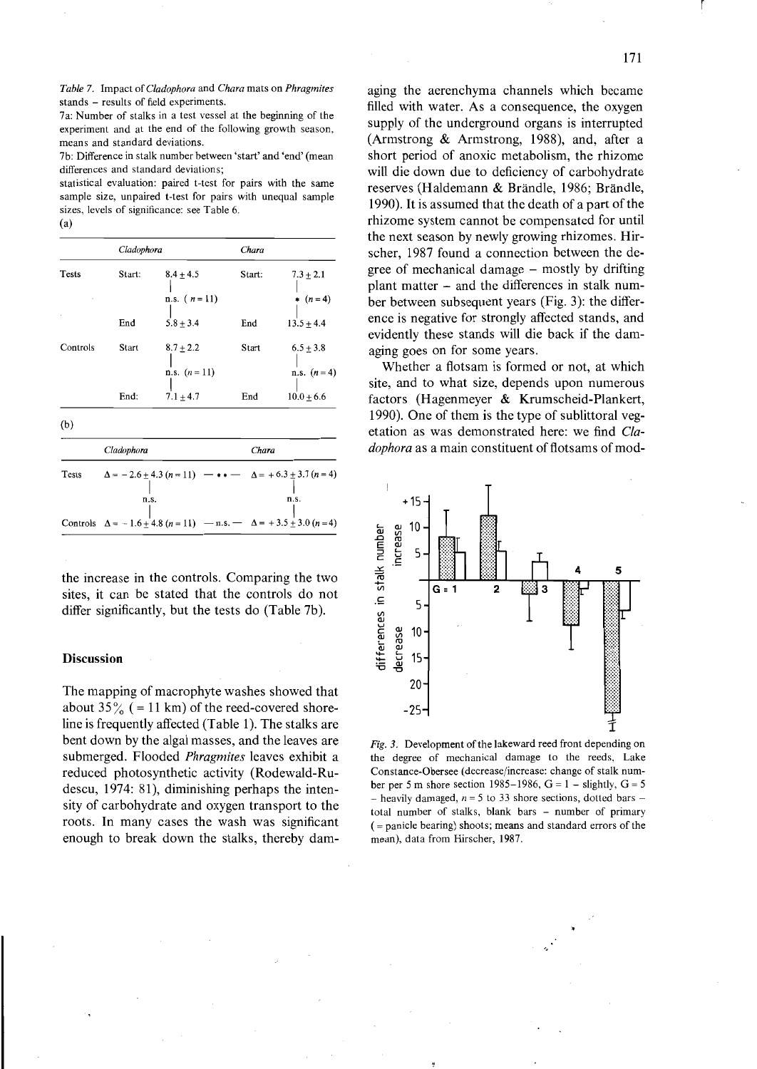*Table 7.* Impact of *Cladophora* and *Chara* mats on *Phragmites* stands – results of field experiments.

7a: Number of stalks in a test vessel at the beginning of the experiment and at the end of the following growth season, means and standard deviations.

7b: Difference in stalk number between 'start' and 'end' (mean differences and standard deviations;

statistical evaluation: paired t-test for pairs with the same sample size, unpaired t-test for pairs with unequal sample sizes, levels of significance: see Table 6.

(a)

| | *Cladophora* | | *Chara* | |
|---|---|---|---|---|
| Tests | Start: | $8.4 \pm 4.5$ | Start: | $7.3 \pm 2.1$ |
| | | n.s. ($n = 11$) | | * ($n = 4$) |
| | End | $5.8 \pm 3.4$ | End | $13.5 \pm 4.4$ |
| Controls | Start | $8.7 \pm 2.2$ | Start | $6.5 \pm 3.8$ |
| | | n.s. ($n = 11$) | | n.s. ($n = 4$) |
| | End: | $7.1 \pm 4.7$ | End | $10.0 \pm 6.6$ |

(b)

| | *Cladophora* | | *Chara* |
|---|---|---|---|
| Tests | $\Delta = -2.6 \pm 4.3$ ($n = 11$) | – ** – | $\Delta = +6.3 \pm 3.7$ ($n = 4$) |
| | n.s. | | n.s. |
| Controls | $\Delta = -1.6 \pm 4.8$ ($n = 11$) | – n.s. – | $\Delta = +3.5 \pm 3.0$ ($n = 4$) |

the increase in the controls. Comparing the two sites, it can be stated that the controls do not differ significantly, but the tests do (Table 7b).

## Discussion

The mapping of macrophyte washes showed that about 35% (= 11 km) of the reed-covered shoreline is frequently affected (Table 1). The stalks are bent down by the algal masses, and the leaves are submerged. Flooded *Phragmites* leaves exhibit a reduced photosynthetic activity (Rodewald-Rudescu, 1974: 81), diminishing perhaps the intensity of carbohydrate and oxygen transport to the roots. In many cases the wash was significant enough to break down the stalks, thereby damaging the aerenchyma channels which became filled with water. As a consequence, the oxygen supply of the underground organs is interrupted (Armstrong & Armstrong, 1988), and, after a short period of anoxic metabolism, the rhizome will die down due to deficiency of carbohydrate reserves (Haldemann & Brändle, 1986; Brändle, 1990). It is assumed that the death of a part of the rhizome system cannot be compensated for until the next season by newly growing rhizomes. Hirscher, 1987 found a connection between the degree of mechanical damage – mostly by drifting plant matter – and the differences in stalk number between subsequent years (Fig. 3): the difference is negative for strongly affected stands, and evidently these stands will die back if the damaging goes on for some years.

Whether a flotsam is formed or not, at which site, and to what size, depends upon numerous factors (Hagenmeyer & Krumscheid-Plankert, 1990). One of them is the type of sublittoral vegetation as was demonstrated here: we find *Cladophora* as a main constituent of flotsams of mod-

*Fig. 3.* Development of the lakeward reed front depending on the degree of mechanical damage to the reeds, Lake Constance-Obersee (decrease/increase: change of stalk number per 5 m shore section 1985–1986, G = 1 – slightly, G = 5 – heavily damaged, $n = 5$ to 33 shore sections, dotted bars – total number of stalks, blank bars – number of primary (= panicle bearing) shoots; means and standard errors of the mean), data from Hirscher, 1987.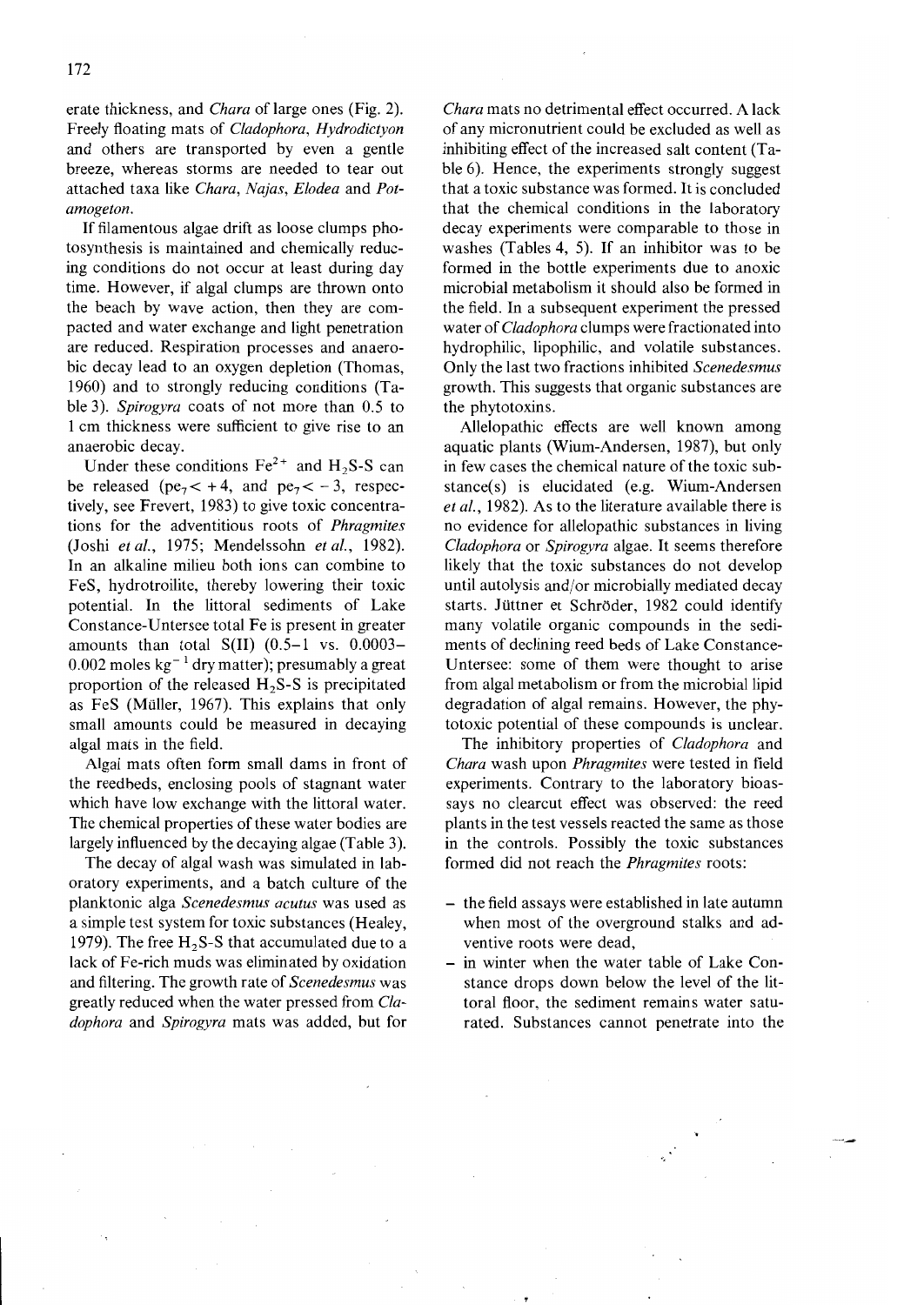erate thickness, and *Chara* of large ones (Fig. 2). Freely floating mats of *Cladophora*, *Hydrodictyon* and others are transported by even a gentle breeze, whereas storms are needed to tear out attached taxa like *Chara*, *Najas*, *Elodea* and *Potamogeton*.

If filamentous algae drift as loose clumps photosynthesis is maintained and chemically reducing conditions do not occur at least during day time. However, if algal clumps are thrown onto the beach by wave action, then they are compacted and water exchange and light penetration are reduced. Respiration processes and anaerobic decay lead to an oxygen depletion (Thomas, 1960) and to strongly reducing conditions (Table 3). *Spirogyra* coats of not more than 0.5 to 1 cm thickness were sufficient to give rise to an anaerobic decay.

Under these conditions $Fe^{2+}$ and $H_2S$-S can be released ($pe_7 < +4$, and $pe_7 < -3$, respectively, see Frevert, 1983) to give toxic concentrations for the adventitious roots of *Phragmites* (Joshi *et al.*, 1975; Mendelssohn *et al.*, 1982). In an alkaline milieu both ions can combine to FeS, hydrotroilite, thereby lowering their toxic potential. In the littoral sediments of Lake Constance-Untersee total Fe is present in greater amounts than total S(II) (0.5–1 vs. 0.0003–0.002 moles $kg^{-1}$ dry matter); presumably a great proportion of the released $H_2S$-S is precipitated as FeS (Müller, 1967). This explains that only small amounts could be measured in decaying algal mats in the field.

Algal mats often form small dams in front of the reedbeds, enclosing pools of stagnant water which have low exchange with the littoral water. The chemical properties of these water bodies are largely influenced by the decaying algae (Table 3).

The decay of algal wash was simulated in laboratory experiments, and a batch culture of the planktonic alga *Scenedesmus acutus* was used as a simple test system for toxic substances (Healey, 1979). The free $H_2S$-S that accumulated due to a lack of Fe-rich muds was eliminated by oxidation and filtering. The growth rate of *Scenedesmus* was greatly reduced when the water pressed from *Cladophora* and *Spirogyra* mats was added, but for *Chara* mats no detrimental effect occurred. A lack of any micronutrient could be excluded as well as inhibiting effect of the increased salt content (Table 6). Hence, the experiments strongly suggest that a toxic substance was formed. It is concluded that the chemical conditions in the laboratory decay experiments were comparable to those in washes (Tables 4, 5). If an inhibitor was to be formed in the bottle experiments due to anoxic microbial metabolism it should also be formed in the field. In a subsequent experiment the pressed water of *Cladophora* clumps were fractionated into hydrophilic, lipophilic, and volatile substances. Only the last two fractions inhibited *Scenedesmus* growth. This suggests that organic substances are the phytotoxins.

Allelopathic effects are well known among aquatic plants (Wium-Andersen, 1987), but only in few cases the chemical nature of the toxic substance(s) is elucidated (e.g. Wium-Andersen *et al.*, 1982). As to the literature available there is no evidence for allelopathic substances in living *Cladophora* or *Spirogyra* algae. It seems therefore likely that the toxic substances do not develop until autolysis and/or microbially mediated decay starts. Jüttner et Schröder, 1982 could identify many volatile organic compounds in the sediments of declining reed beds of Lake Constance-Untersee: some of them were thought to arise from algal metabolism or from the microbial lipid degradation of algal remains. However, the phytotoxic potential of these compounds is unclear.

The inhibitory properties of *Cladophora* and *Chara* wash upon *Phragmites* were tested in field experiments. Contrary to the laboratory bioassays no clearcut effect was observed: the reed plants in the test vessels reacted the same as those in the controls. Possibly the toxic substances formed did not reach the *Phragmites* roots:

- the field assays were established in late autumn when most of the overground stalks and adventive roots were dead,
- in winter when the water table of Lake Constance drops down below the level of the littoral floor, the sediment remains water saturated. Substances cannot penetrate into the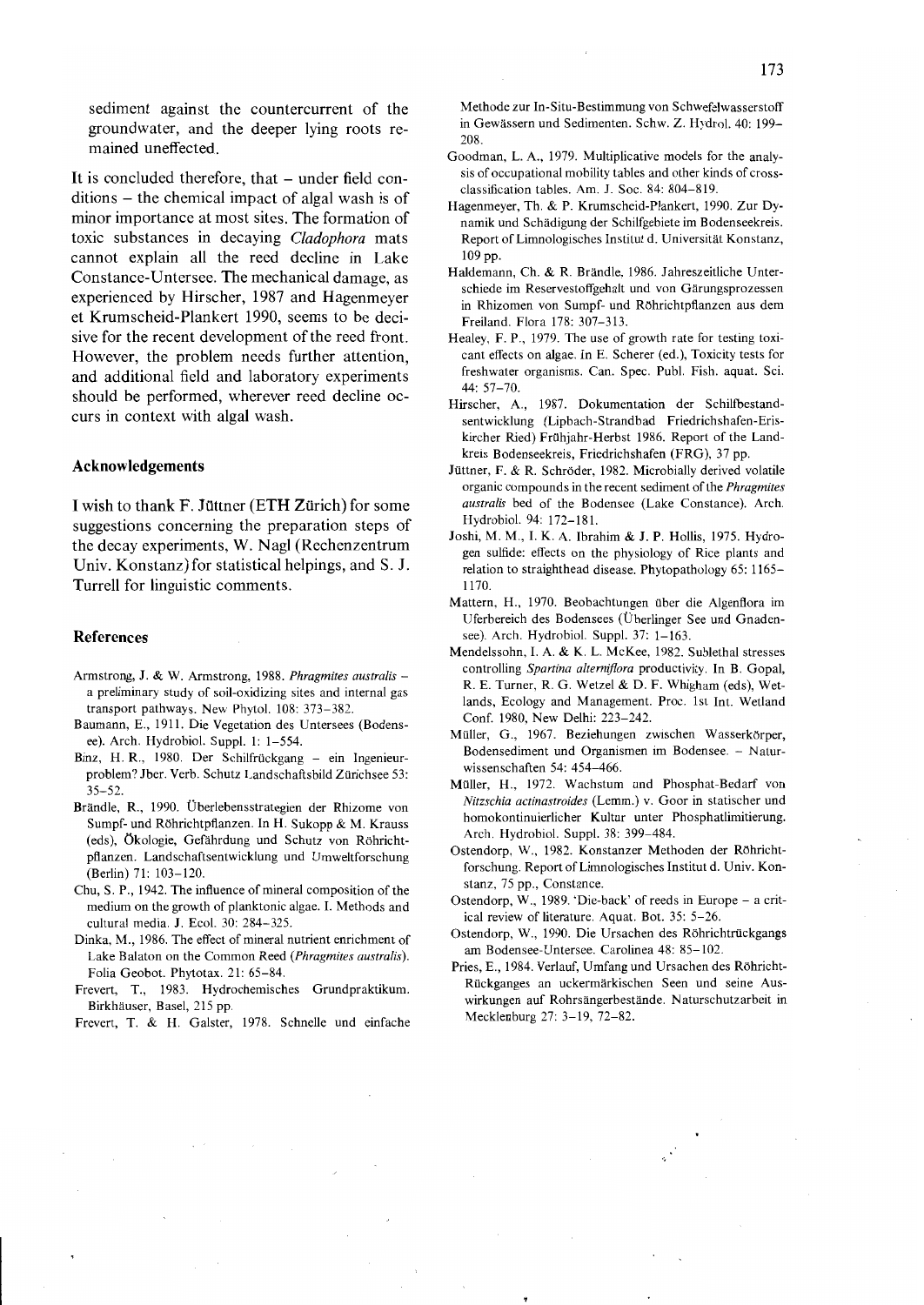sediment against the countercurrent of the groundwater, and the deeper lying roots remained uneffected.

It is concluded therefore, that – under field conditions – the chemical impact of algal wash is of minor importance at most sites. The formation of toxic substances in decaying *Cladophora* mats cannot explain all the reed decline in Lake Constance-Untersee. The mechanical damage, as experienced by Hirscher, 1987 and Hagenmeyer et Krumscheid-Plankert 1990, seems to be decisive for the recent development of the reed front. However, the problem needs further attention, and additional field and laboratory experiments should be performed, wherever reed decline occurs in context with algal wash.

## Acknowledgements

I wish to thank F. Jüttner (ETH Zürich) for some suggestions concerning the preparation steps of the decay experiments, W. Nagl (Rechenzentrum Univ. Konstanz) for statistical helpings, and S. J. Turrell for linguistic comments.

## References

Armstrong, J. & W. Armstrong, 1988. *Phragmites australis* – a preliminary study of soil-oxidizing sites and internal gas transport pathways. New Phytol. 108: 373–382.

Baumann, E., 1911. Die Vegetation des Untersees (Bodensee). Arch. Hydrobiol. Suppl. 1: 1–554.

Binz, H. R., 1980. Der Schilfrückgang – ein Ingenieurproblem? Jber. Verb. Schutz Landschaftsbild Zürichsee 53: 35–52.

Brändle, R., 1990. Überlebensstrategien der Rhizome von Sumpf- und Röhrichtpflanzen. In H. Sukopp & M. Krauss (eds), Ökologie, Gefährdung und Schutz von Röhrichtpflanzen. Landschaftsentwicklung und Umweltforschung (Berlin) 71: 103–120.

Chu, S. P., 1942. The influence of mineral composition of the medium on the growth of planktonic algae. I. Methods and cultural media. J. Ecol. 30: 284–325.

Dinka, M., 1986. The effect of mineral nutrient enrichment of Lake Balaton on the Common Reed (*Phragmites australis*). Folia Geobot. Phytotax. 21: 65–84.

Frevert, T., 1983. Hydrochemisches Grundpraktikum. Birkhäuser, Basel, 215 pp.

Frevert, T. & H. Galster, 1978. Schnelle und einfache Methode zur In-Situ-Bestimmung von Schwefelwasserstoff in Gewässern und Sedimenten. Schw. Z. Hydrol. 40: 199–208.

Goodman, L. A., 1979. Multiplicative models for the analysis of occupational mobility tables and other kinds of cross-classification tables. Am. J. Soc. 84: 804–819.

Hagenmeyer, Th. & P. Krumscheid-Plankert, 1990. Zur Dynamik und Schädigung der Schilfgebiete im Bodenseekreis. Report of Limnologisches Institut d. Universität Konstanz, 109 pp.

Haldemann, Ch. & R. Brändle, 1986. Jahreszeitliche Unterschiede im Reservestoffgehalt und von Gärungsprozessen in Rhizomen von Sumpf- und Röhrichtpflanzen aus dem Freiland. Flora 178: 307–313.

Healey, F. P., 1979. The use of growth rate for testing toxicant effects on algae. In E. Scherer (ed.), Toxicity tests for freshwater organisms. Can. Spec. Publ. Fish. aquat. Sci. 44: 57–70.

Hirscher, A., 1987. Dokumentation der Schilfbestandsentwicklung (Lipbach-Strandbad Friedrichshafen-Eriskircher Ried) Frühjahr-Herbst 1986. Report of the Landkreis Bodenseekreis, Friedrichshafen (FRG), 37 pp.

Jüttner, F. & R. Schröder, 1982. Microbially derived volatile organic compounds in the recent sediment of the *Phragmites australis* bed of the Bodensee (Lake Constance). Arch. Hydrobiol. 94: 172–181.

Joshi, M. M., I. K. A. Ibrahim & J. P. Hollis, 1975. Hydrogen sulfide: effects on the physiology of Rice plants and relation to straighthead disease. Phytopathology 65: 1165–1170.

Mattern, H., 1970. Beobachtungen über die Algenflora im Uferbereich des Bodensees (Überlinger See und Gnadensee). Arch. Hydrobiol. Suppl. 37: 1–163.

Mendelssohn, I. A. & K. L. McKee, 1982. Sublethal stresses controlling *Spartina alterniflora* productivity. In B. Gopal, R. E. Turner, R. G. Wetzel & D. F. Whigham (eds), Wetlands, Ecology and Management. Proc. 1st Int. Wetland Conf. 1980, New Delhi: 223–242.

Müller, G., 1967. Beziehungen zwischen Wasserkörper, Bodensediment und Organismen im Bodensee. – Naturwissenschaften 54: 454–466.

Müller, H., 1972. Wachstum und Phosphat-Bedarf von *Nitzschia actinastroides* (Lemm.) v. Goor in statischer und homokontinuierlicher Kultur unter Phosphatlimitierung. Arch. Hydrobiol. Suppl. 38: 399–484.

Ostendorp, W., 1982. Konstanzer Methoden der Röhrichtforschung. Report of Limnologisches Institut d. Univ. Konstanz, 75 pp., Constance.

Ostendorp, W., 1989. 'Die-back' of reeds in Europe – a critical review of literature. Aquat. Bot. 35: 5–26.

Ostendorp, W., 1990. Die Ursachen des Röhrichtrückgangs am Bodensee-Untersee. Carolinea 48: 85–102.

Pries, E., 1984. Verlauf, Umfang und Ursachen des Röhricht-Rückganges an uckermärkischen Seen und seine Auswirkungen auf Rohrsängerbestände. Naturschutzarbeit in Mecklenburg 27: 3–19, 72–82.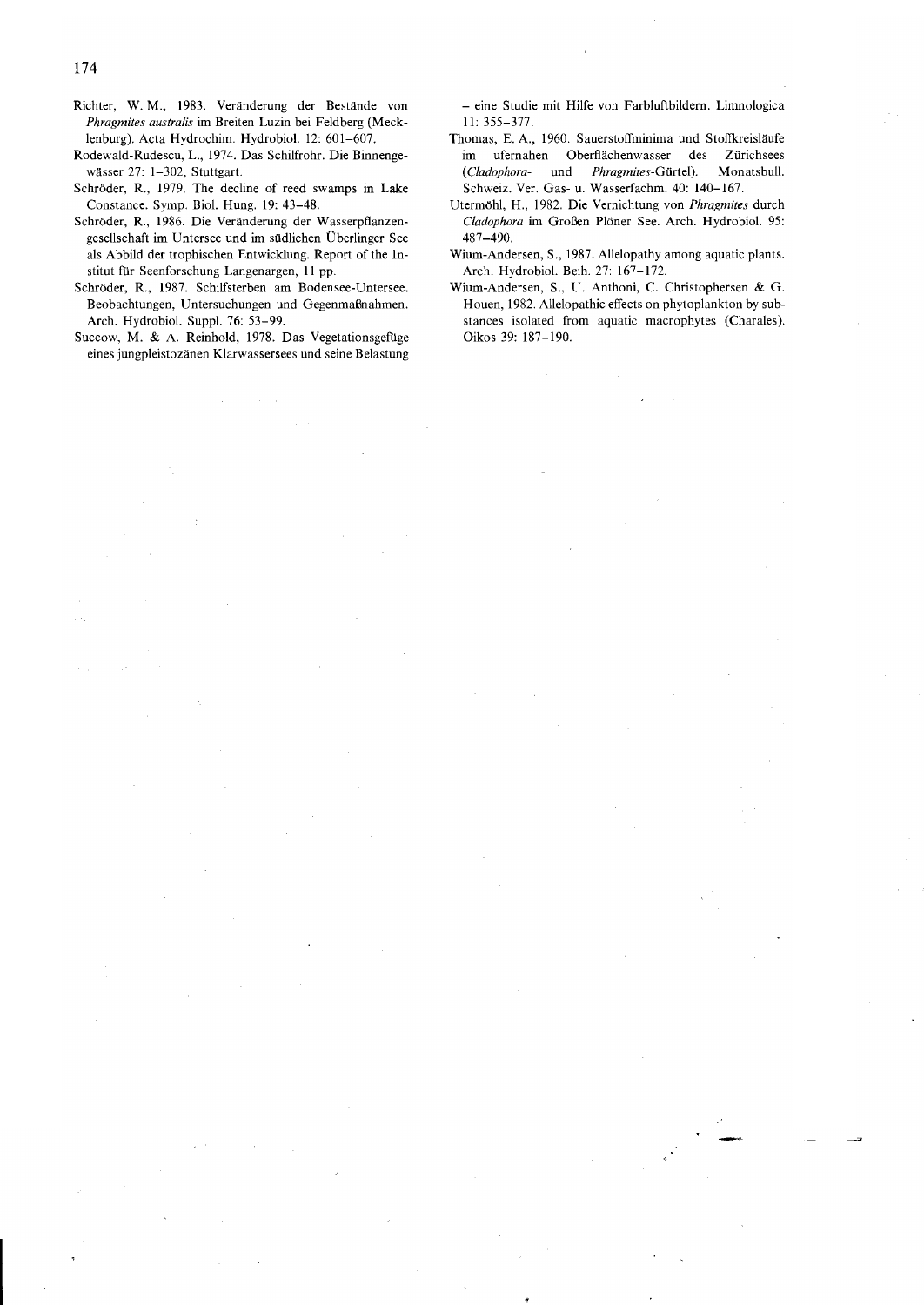Richter, W. M., 1983. Veränderung der Bestände von *Phragmites australis* im Breiten Luzin bei Feldberg (Mecklenburg). Acta Hydrochim. Hydrobiol. 12: 601–607.

Rodewald-Rudescu, L., 1974. Das Schilfrohr. Die Binnengewässer 27: 1–302, Stuttgart.

Schröder, R., 1979. The decline of reed swamps in Lake Constance. Symp. Biol. Hung. 19: 43–48.

Schröder, R., 1986. Die Veränderung der Wasserpflanzengesellschaft im Untersee und im südlichen Überlinger See als Abbild der trophischen Entwicklung. Report of the Institut für Seenforschung Langenargen, 11 pp.

Schröder, R., 1987. Schilfsterben am Bodensee-Untersee. Beobachtungen, Untersuchungen und Gegenmaßnahmen. Arch. Hydrobiol. Suppl. 76: 53–99.

Succow, M. & A. Reinhold, 1978. Das Vegetationsgefüge eines jungpleistozänen Klarwassersees und seine Belastung – eine Studie mit Hilfe von Farbluftbildern. Limnologica 11: 355–377.

Thomas, E. A., 1960. Sauerstoffminima und Stoffkreisläufe im ufernahen Oberflächenwasser des Zürichsees (*Cladophora*- und *Phragmites*-Gürtel). Monatsbull. Schweiz. Ver. Gas- u. Wasserfachm. 40: 140–167.

Utermöhl, H., 1982. Die Vernichtung von *Phragmites* durch *Cladophora* im Großen Plöner See. Arch. Hydrobiol. 95: 487–490.

Wium-Andersen, S., 1987. Allelopathy among aquatic plants. Arch. Hydrobiol. Beih. 27: 167–172.

Wium-Andersen, S., U. Anthoni, C. Christophersen & G. Houen, 1982. Allelopathic effects on phytoplankton by substances isolated from aquatic macrophytes (Charales). Oikos 39: 187–190.